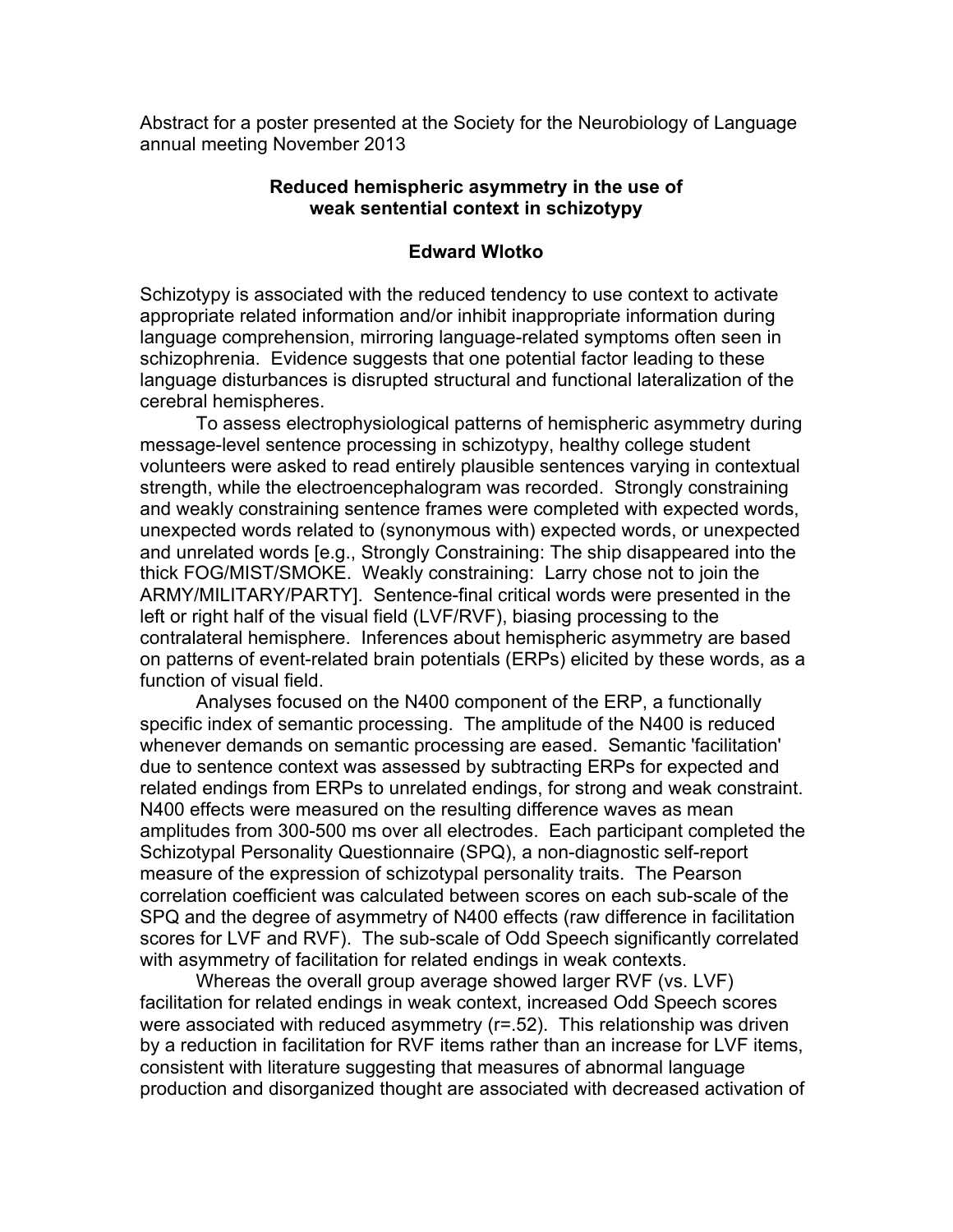Abstract for a poster presented at the Society for the Neurobiology of Language annual meeting November 2013

# Reduced hemispheric asymmetry in the use of weak sentential context in schizotypy

**Edward Wlotko**

Schizotypy is associated with the reduced tendency to use context to activate appropriate related information and/or inhibit inappropriate information during language comprehension, mirroring language-related symptoms often seen in schizophrenia. Evidence suggests that one potential factor leading to these language disturbances is disrupted structural and functional lateralization of the cerebral hemispheres.

To assess electrophysiological patterns of hemispheric asymmetry during message-level sentence processing in schizotypy, healthy college student volunteers were asked to read entirely plausible sentences varying in contextual strength, while the electroencephalogram was recorded. Strongly constraining and weakly constraining sentence frames were completed with expected words, unexpected words related to (synonymous with) expected words, or unexpected and unrelated words [e.g., Strongly Constraining: The ship disappeared into the thick FOG/MIST/SMOKE. Weakly constraining: Larry chose not to join the ARMY/MILITARY/PARTY]. Sentence-final critical words were presented in the left or right half of the visual field (LVF/RVF), biasing processing to the contralateral hemisphere. Inferences about hemispheric asymmetry are based on patterns of event-related brain potentials (ERPs) elicited by these words, as a function of visual field.

Analyses focused on the N400 component of the ERP, a functionally specific index of semantic processing. The amplitude of the N400 is reduced whenever demands on semantic processing are eased. Semantic 'facilitation' due to sentence context was assessed by subtracting ERPs for expected and related endings from ERPs to unrelated endings, for strong and weak constraint. N400 effects were measured on the resulting difference waves as mean amplitudes from 300-500 ms over all electrodes. Each participant completed the Schizotypal Personality Questionnaire (SPQ), a non-diagnostic self-report measure of the expression of schizotypal personality traits. The Pearson correlation coefficient was calculated between scores on each sub-scale of the SPQ and the degree of asymmetry of N400 effects (raw difference in facilitation scores for LVF and RVF). The sub-scale of Odd Speech significantly correlated with asymmetry of facilitation for related endings in weak contexts.

Whereas the overall group average showed larger RVF (vs. LVF) facilitation for related endings in weak context, increased Odd Speech scores were associated with reduced asymmetry ($r=.52$). This relationship was driven by a reduction in facilitation for RVF items rather than an increase for LVF items, consistent with literature suggesting that measures of abnormal language production and disorganized thought are associated with decreased activation of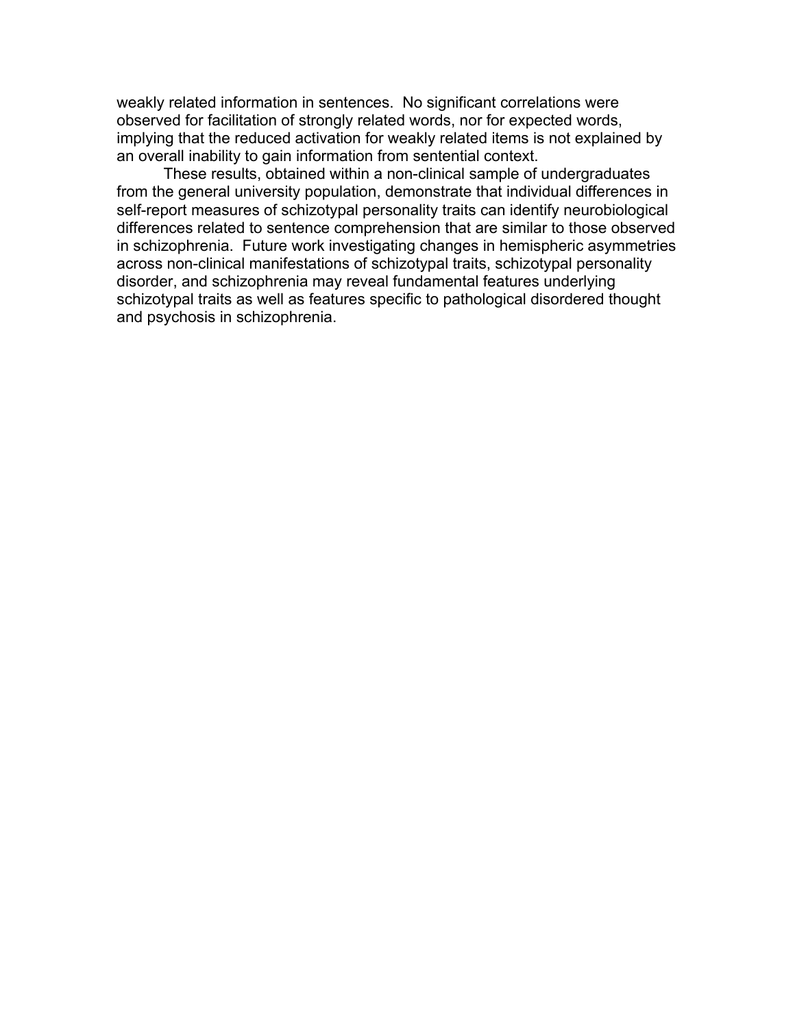weakly related information in sentences. No significant correlations were observed for facilitation of strongly related words, nor for expected words, implying that the reduced activation for weakly related items is not explained by an overall inability to gain information from sentential context.

These results, obtained within a non-clinical sample of undergraduates from the general university population, demonstrate that individual differences in self-report measures of schizotypal personality traits can identify neurobiological differences related to sentence comprehension that are similar to those observed in schizophrenia. Future work investigating changes in hemispheric asymmetries across non-clinical manifestations of schizotypal traits, schizotypal personality disorder, and schizophrenia may reveal fundamental features underlying schizotypal traits as well as features specific to pathological disordered thought and psychosis in schizophrenia.